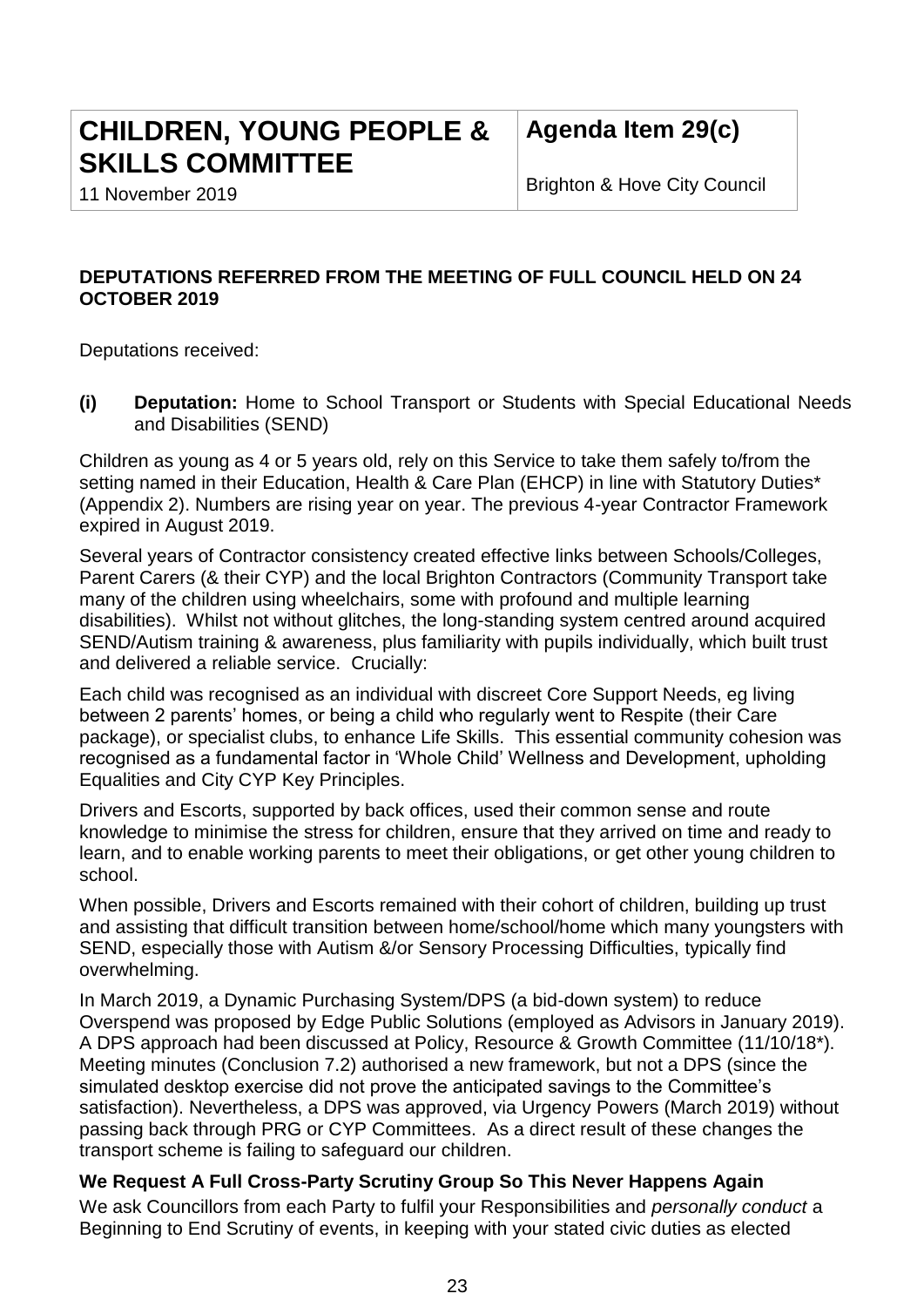# CHILDREN, YOUNG PEOPLE & SKILLS COMMITTEE

11 November 2019

**Agenda Item 29(c)**

Brighton & Hove City Council

**DEPUTATIONS REFERRED FROM THE MEETING OF FULL COUNCIL HELD ON 24 OCTOBER 2019**

Deputations received:

**(i) Deputation:** Home to School Transport or Students with Special Educational Needs and Disabilities (SEND)

Children as young as 4 or 5 years old, rely on this Service to take them safely to/from the setting named in their Education, Health & Care Plan (EHCP) in line with Statutory Duties* (Appendix 2). Numbers are rising year on year. The previous 4-year Contractor Framework expired in August 2019.

Several years of Contractor consistency created effective links between Schools/Colleges, Parent Carers (& their CYP) and the local Brighton Contractors (Community Transport take many of the children using wheelchairs, some with profound and multiple learning disabilities). Whilst not without glitches, the long-standing system centred around acquired SEND/Autism training & awareness, plus familiarity with pupils individually, which built trust and delivered a reliable service. Crucially:

Each child was recognised as an individual with discreet Core Support Needs, eg living between 2 parents' homes, or being a child who regularly went to Respite (their Care package), or specialist clubs, to enhance Life Skills. This essential community cohesion was recognised as a fundamental factor in 'Whole Child' Wellness and Development, upholding Equalities and City CYP Key Principles.

Drivers and Escorts, supported by back offices, used their common sense and route knowledge to minimise the stress for children, ensure that they arrived on time and ready to learn, and to enable working parents to meet their obligations, or get other young children to school.

When possible, Drivers and Escorts remained with their cohort of children, building up trust and assisting that difficult transition between home/school/home which many youngsters with SEND, especially those with Autism &/or Sensory Processing Difficulties, typically find overwhelming.

In March 2019, a Dynamic Purchasing System/DPS (a bid-down system) to reduce Overspend was proposed by Edge Public Solutions (employed as Advisors in January 2019). A DPS approach had been discussed at Policy, Resource & Growth Committee (11/10/18*). Meeting minutes (Conclusion 7.2) authorised a new framework, but not a DPS (since the simulated desktop exercise did not prove the anticipated savings to the Committee's satisfaction). Nevertheless, a DPS was approved, via Urgency Powers (March 2019) without passing back through PRG or CYP Committees. As a direct result of these changes the transport scheme is failing to safeguard our children.

**We Request A Full Cross-Party Scrutiny Group So This Never Happens Again**

We ask Councillors from each Party to fulfil your Responsibilities and *personally conduct* a Beginning to End Scrutiny of events, in keeping with your stated civic duties as elected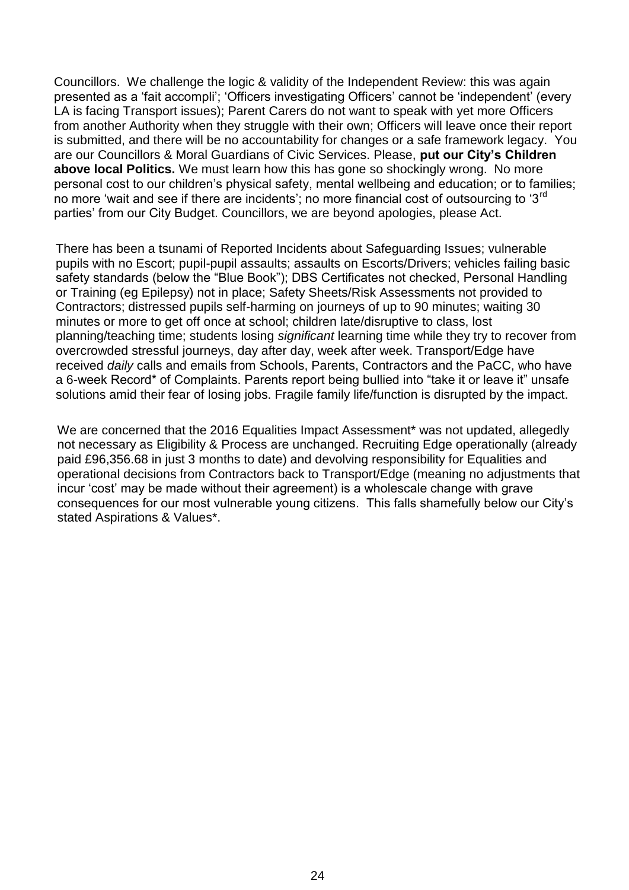Councillors. We challenge the logic & validity of the Independent Review: this was again presented as a 'fait accompli'; 'Officers investigating Officers' cannot be 'independent' (every LA is facing Transport issues); Parent Carers do not want to speak with yet more Officers from another Authority when they struggle with their own; Officers will leave once their report is submitted, and there will be no accountability for changes or a safe framework legacy. You are our Councillors & Moral Guardians of Civic Services. Please, **put our City's Children above local Politics.** We must learn how this has gone so shockingly wrong. No more personal cost to our children's physical safety, mental wellbeing and education; or to families; no more 'wait and see if there are incidents'; no more financial cost of outsourcing to '3rd parties' from our City Budget. Councillors, we are beyond apologies, please Act.

There has been a tsunami of Reported Incidents about Safeguarding Issues; vulnerable pupils with no Escort; pupil-pupil assaults; assaults on Escorts/Drivers; vehicles failing basic safety standards (below the "Blue Book"); DBS Certificates not checked, Personal Handling or Training (eg Epilepsy) not in place; Safety Sheets/Risk Assessments not provided to Contractors; distressed pupils self-harming on journeys of up to 90 minutes; waiting 30 minutes or more to get off once at school; children late/disruptive to class, lost planning/teaching time; students losing *significant* learning time while they try to recover from overcrowded stressful journeys, day after day, week after week. Transport/Edge have received *daily* calls and emails from Schools, Parents, Contractors and the PaCC, who have a 6-week Record* of Complaints. Parents report being bullied into "take it or leave it" unsafe solutions amid their fear of losing jobs. Fragile family life/function is disrupted by the impact.

We are concerned that the 2016 Equalities Impact Assessment* was not updated, allegedly not necessary as Eligibility & Process are unchanged. Recruiting Edge operationally (already paid £96,356.68 in just 3 months to date) and devolving responsibility for Equalities and operational decisions from Contractors back to Transport/Edge (meaning no adjustments that incur 'cost' may be made without their agreement) is a wholescale change with grave consequences for our most vulnerable young citizens. This falls shamefully below our City's stated Aspirations & Values*.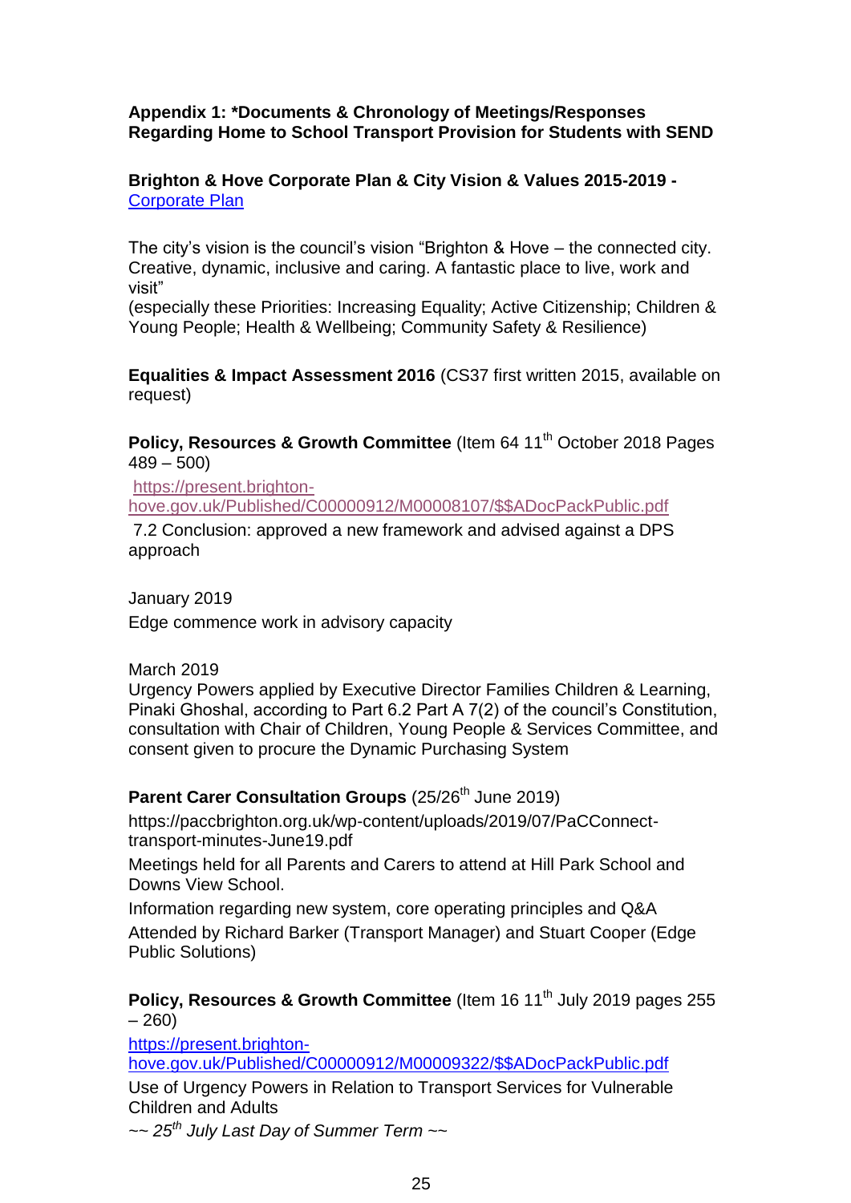**Appendix 1: *Documents & Chronology of Meetings/Responses Regarding Home to School Transport Provision for Students with SEND**

**Brighton & Hove Corporate Plan & City Vision & Values 2015-2019 -** [Corporate Plan]

The city's vision is the council's vision "Brighton & Hove – the connected city. Creative, dynamic, inclusive and caring. A fantastic place to live, work and visit"
(especially these Priorities: Increasing Equality; Active Citizenship; Children & Young People; Health & Wellbeing; Community Safety & Resilience)

**Equalities & Impact Assessment 2016** (CS37 first written 2015, available on request)

**Policy, Resources & Growth Committee** (Item 64 11th October 2018 Pages 489 – 500)

https://present.brighton-hove.gov.uk/Published/C00000912/M00008107/$$ADocPackPublic.pdf

7.2 Conclusion: approved a new framework and advised against a DPS approach

January 2019

Edge commence work in advisory capacity

March 2019

Urgency Powers applied by Executive Director Families Children & Learning, Pinaki Ghoshal, according to Part 6.2 Part A 7(2) of the council's Constitution, consultation with Chair of Children, Young People & Services Committee, and consent given to procure the Dynamic Purchasing System

**Parent Carer Consultation Groups** (25/26th June 2019)

https://paccbrighton.org.uk/wp-content/uploads/2019/07/PaCConnect-transport-minutes-June19.pdf

Meetings held for all Parents and Carers to attend at Hill Park School and Downs View School.

Information regarding new system, core operating principles and Q&A

Attended by Richard Barker (Transport Manager) and Stuart Cooper (Edge Public Solutions)

**Policy, Resources & Growth Committee** (Item 16 11th July 2019 pages 255 – 260)

https://present.brighton-hove.gov.uk/Published/C00000912/M00009322/$$ADocPackPublic.pdf

Use of Urgency Powers in Relation to Transport Services for Vulnerable Children and Adults

*~~ 25th July Last Day of Summer Term ~~*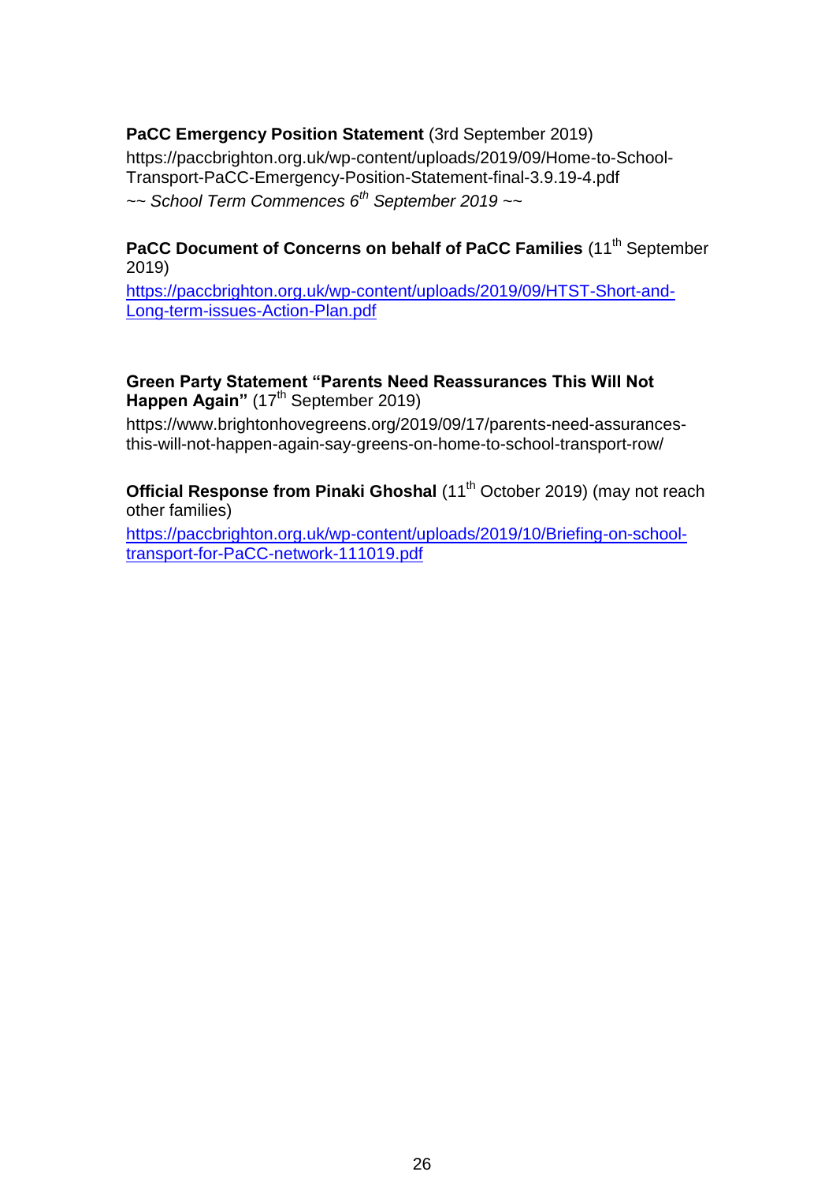**PaCC Emergency Position Statement** (3rd September 2019)

https://paccbrighton.org.uk/wp-content/uploads/2019/09/Home-to-School-Transport-PaCC-Emergency-Position-Statement-final-3.9.19-4.pdf

*~~ School Term Commences 6th September 2019 ~~*

**PaCC Document of Concerns on behalf of PaCC Families** (11th September 2019)

https://paccbrighton.org.uk/wp-content/uploads/2019/09/HTST-Short-and-Long-term-issues-Action-Plan.pdf

**Green Party Statement "Parents Need Reassurances This Will Not Happen Again"** (17th September 2019)

https://www.brightonhovegreens.org/2019/09/17/parents-need-assurances-this-will-not-happen-again-say-greens-on-home-to-school-transport-row/

**Official Response from Pinaki Ghoshal** (11th October 2019) (may not reach other families)

https://paccbrighton.org.uk/wp-content/uploads/2019/10/Briefing-on-school-transport-for-PaCC-network-111019.pdf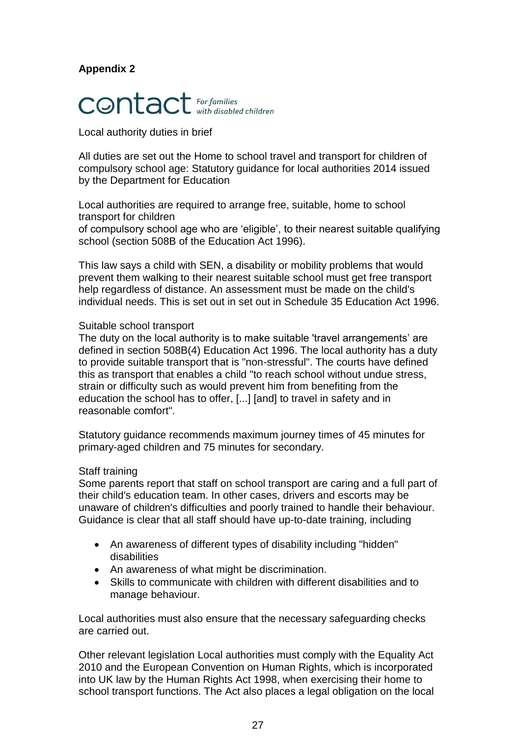**Appendix 2**

contact *For families with disabled children*

Local authority duties in brief

All duties are set out the Home to school travel and transport for children of compulsory school age: Statutory guidance for local authorities 2014 issued by the Department for Education

Local authorities are required to arrange free, suitable, home to school transport for children
of compulsory school age who are 'eligible', to their nearest suitable qualifying school (section 508B of the Education Act 1996).

This law says a child with SEN, a disability or mobility problems that would prevent them walking to their nearest suitable school must get free transport help regardless of distance. An assessment must be made on the child's individual needs. This is set out in set out in Schedule 35 Education Act 1996.

Suitable school transport
The duty on the local authority is to make suitable 'travel arrangements' are defined in section 508B(4) Education Act 1996. The local authority has a duty to provide suitable transport that is "non-stressful". The courts have defined this as transport that enables a child "to reach school without undue stress, strain or difficulty such as would prevent him from benefiting from the education the school has to offer, [...] [and] to travel in safety and in reasonable comfort".

Statutory guidance recommends maximum journey times of 45 minutes for primary-aged children and 75 minutes for secondary.

Staff training
Some parents report that staff on school transport are caring and a full part of their child's education team. In other cases, drivers and escorts may be unaware of children's difficulties and poorly trained to handle their behaviour. Guidance is clear that all staff should have up-to-date training, including

- An awareness of different types of disability including "hidden" disabilities
- An awareness of what might be discrimination.
- Skills to communicate with children with different disabilities and to manage behaviour.

Local authorities must also ensure that the necessary safeguarding checks are carried out.

Other relevant legislation Local authorities must comply with the Equality Act 2010 and the European Convention on Human Rights, which is incorporated into UK law by the Human Rights Act 1998, when exercising their home to school transport functions. The Act also places a legal obligation on the local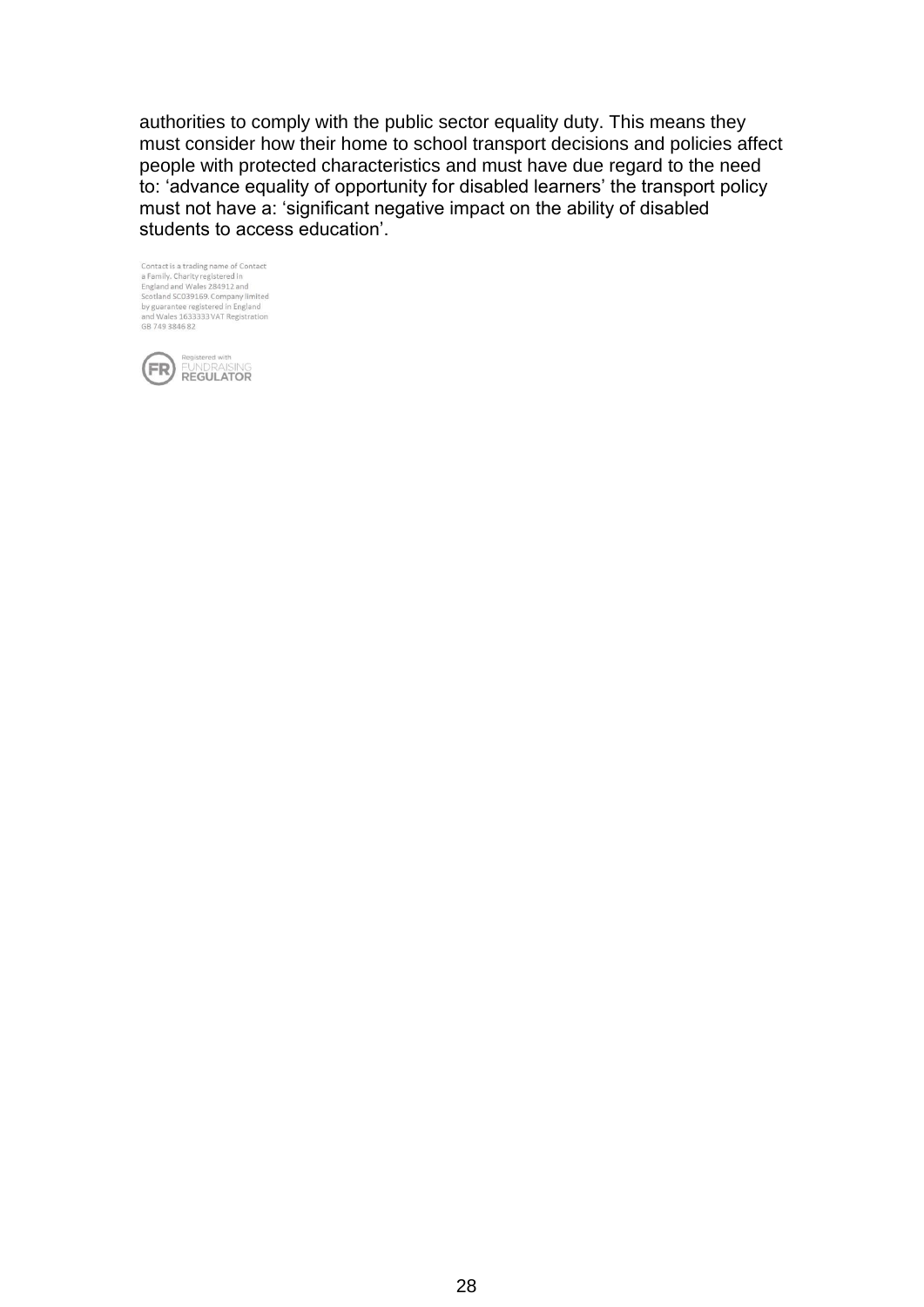authorities to comply with the public sector equality duty. This means they must consider how their home to school transport decisions and policies affect people with protected characteristics and must have due regard to the need to: 'advance equality of opportunity for disabled learners' the transport policy must not have a: 'significant negative impact on the ability of disabled students to access education'.

Contact is a trading name of Contact a Family. Charity registered in England and Wales 284912 and Scotland SC039169. Company limited by guarantee registered in England and Wales 1633333 VAT Registration GB 749 3846 82

Registered with FUNDRAISING REGULATOR